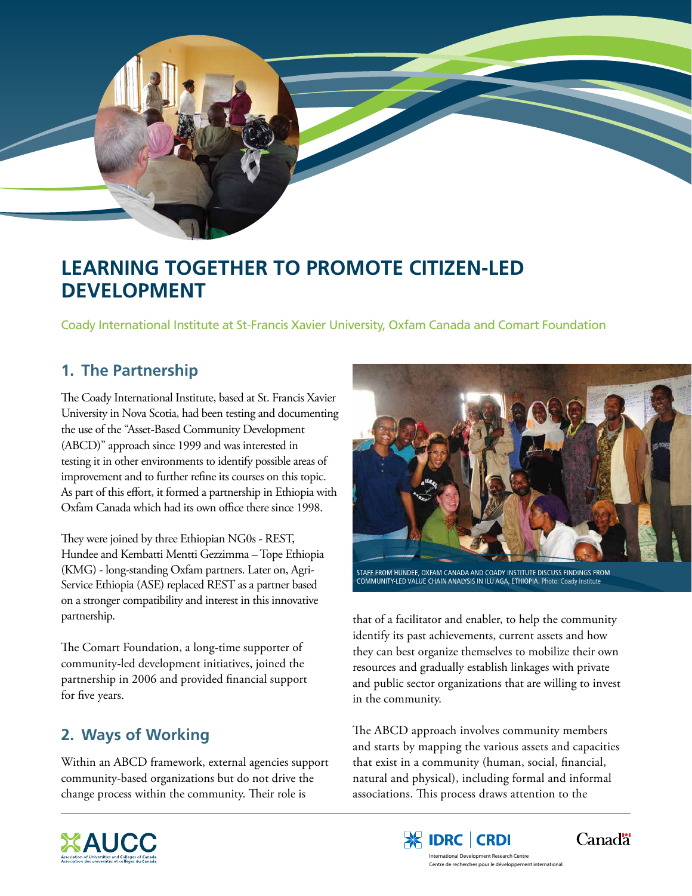# LEARNING TOGETHER TO PROMOTE CITIZEN-LED DEVELOPMENT

Coady International Institute at St-Francis Xavier University, Oxfam Canada and Comart Foundation

## 1. The Partnership

The Coady International Institute, based at St. Francis Xavier University in Nova Scotia, had been testing and documenting the use of the "Asset-Based Community Development (ABCD)" approach since 1999 and was interested in testing it in other environments to identify possible areas of improvement and to further refine its courses on this topic. As part of this effort, it formed a partnership in Ethiopia with Oxfam Canada which had its own office there since 1998.

They were joined by three Ethiopian NG0s - REST, Hundee and Kembatti Mentti Gezzimma – Tope Ethiopia (KMG) - long-standing Oxfam partners. Later on, Agri-Service Ethiopia (ASE) replaced REST as a partner based on a stronger compatibility and interest in this innovative partnership.

The Comart Foundation, a long-time supporter of community-led development initiatives, joined the partnership in 2006 and provided financial support for five years.

## 2. Ways of Working

Within an ABCD framework, external agencies support community-based organizations but do not drive the change process within the community. Their role is that of a facilitator and enabler, to help the community identify its past achievements, current assets and how they can best organize themselves to mobilize their own resources and gradually establish linkages with private and public sector organizations that are willing to invest in the community.

STAFF FROM HUNDEE, OXFAM CANADA AND COADY INSTITUTE DISCUSS FINDINGS FROM COMMUNITY-LED VALUE CHAIN ANALYSIS IN ILU AGA, ETHIOPIA. Photo: Coady Institute

The ABCD approach involves community members and starts by mapping the various assets and capacities that exist in a community (human, social, financial, natural and physical), including formal and informal associations. This process draws attention to the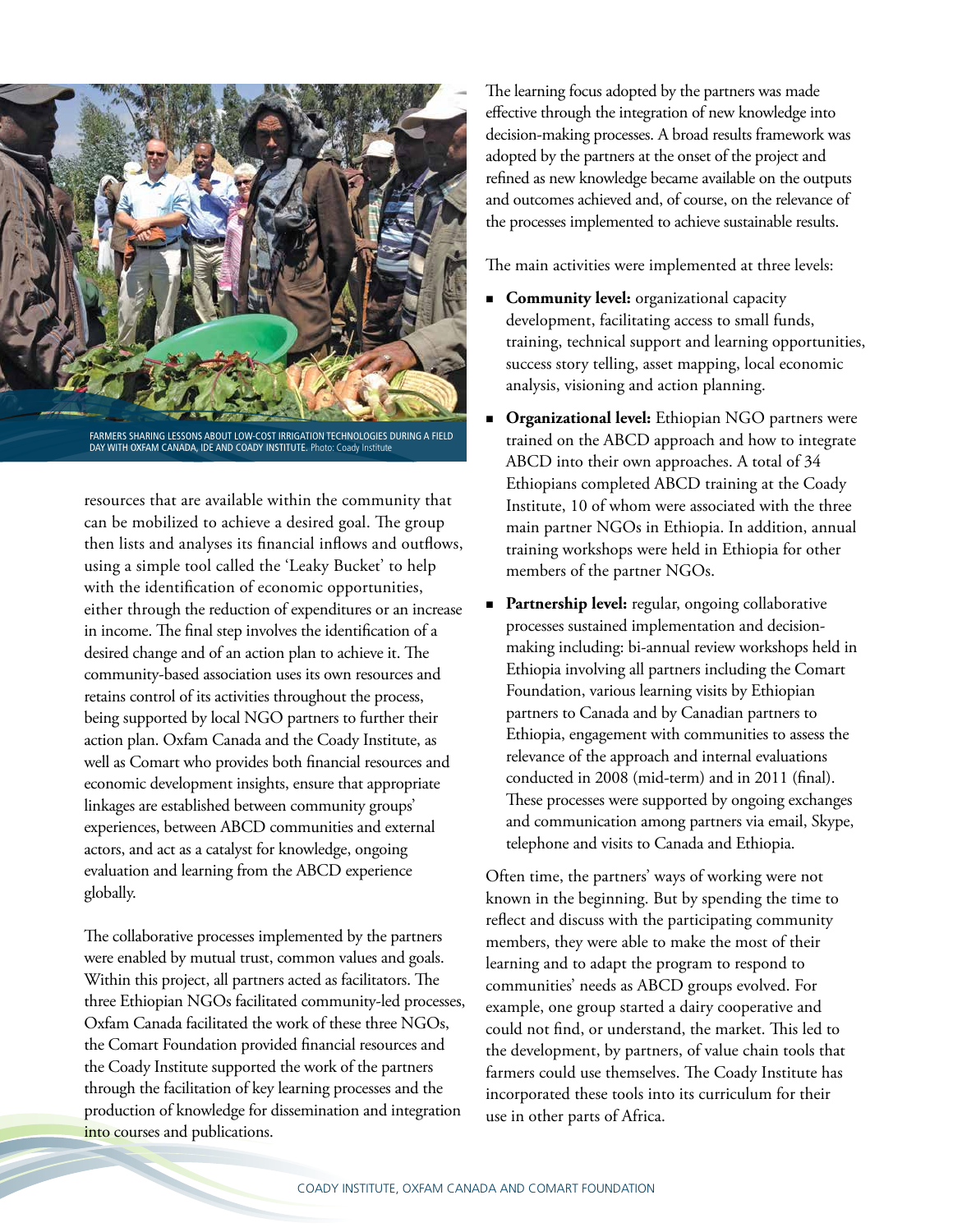FARMERS SHARING LESSONS ABOUT LOW-COST IRRIGATION TECHNOLOGIES DURING A FIELD DAY WITH OXFAM CANADA, IDE AND COADY INSTITUTE. Photo: Coady Institute

resources that are available within the community that can be mobilized to achieve a desired goal. The group then lists and analyses its financial inflows and outflows, using a simple tool called the 'Leaky Bucket' to help with the identification of economic opportunities, either through the reduction of expenditures or an increase in income. The final step involves the identification of a desired change and of an action plan to achieve it. The community-based association uses its own resources and retains control of its activities throughout the process, being supported by local NGO partners to further their action plan. Oxfam Canada and the Coady Institute, as well as Comart who provides both financial resources and economic development insights, ensure that appropriate linkages are established between community groups' experiences, between ABCD communities and external actors, and act as a catalyst for knowledge, ongoing evaluation and learning from the ABCD experience globally.

The collaborative processes implemented by the partners were enabled by mutual trust, common values and goals. Within this project, all partners acted as facilitators. The three Ethiopian NGOs facilitated community-led processes, Oxfam Canada facilitated the work of these three NGOs, the Comart Foundation provided financial resources and the Coady Institute supported the work of the partners through the facilitation of key learning processes and the production of knowledge for dissemination and integration into courses and publications.

The learning focus adopted by the partners was made effective through the integration of new knowledge into decision-making processes. A broad results framework was adopted by the partners at the onset of the project and refined as new knowledge became available on the outputs and outcomes achieved and, of course, on the relevance of the processes implemented to achieve sustainable results.

The main activities were implemented at three levels:

- **Community level:** organizational capacity development, facilitating access to small funds, training, technical support and learning opportunities, success story telling, asset mapping, local economic analysis, visioning and action planning.
- **Organizational level:** Ethiopian NGO partners were trained on the ABCD approach and how to integrate ABCD into their own approaches. A total of 34 Ethiopians completed ABCD training at the Coady Institute, 10 of whom were associated with the three main partner NGOs in Ethiopia. In addition, annual training workshops were held in Ethiopia for other members of the partner NGOs.
- **Partnership level:** regular, ongoing collaborative processes sustained implementation and decision-making including: bi-annual review workshops held in Ethiopia involving all partners including the Comart Foundation, various learning visits by Ethiopian partners to Canada and by Canadian partners to Ethiopia, engagement with communities to assess the relevance of the approach and internal evaluations conducted in 2008 (mid-term) and in 2011 (final). These processes were supported by ongoing exchanges and communication among partners via email, Skype, telephone and visits to Canada and Ethiopia.

Often time, the partners' ways of working were not known in the beginning. But by spending the time to reflect and discuss with the participating community members, they were able to make the most of their learning and to adapt the program to respond to communities' needs as ABCD groups evolved. For example, one group started a dairy cooperative and could not find, or understand, the market. This led to the development, by partners, of value chain tools that farmers could use themselves. The Coady Institute has incorporated these tools into its curriculum for their use in other parts of Africa.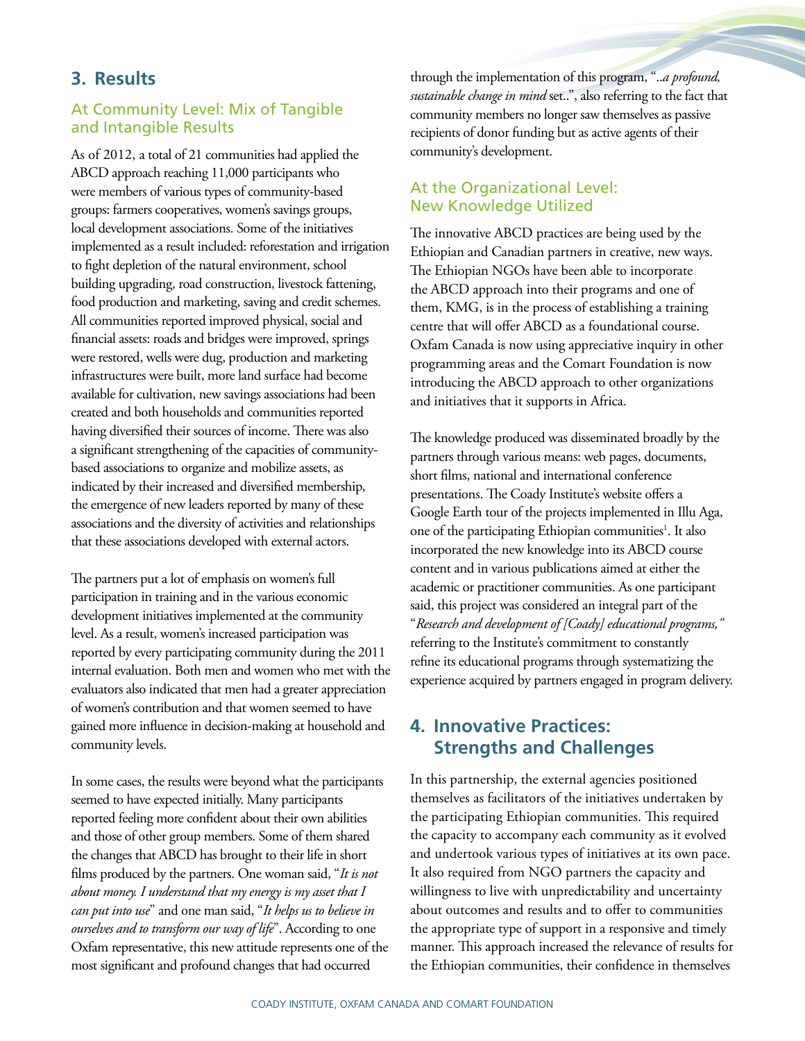## 3. Results

### At Community Level: Mix of Tangible and Intangible Results

As of 2012, a total of 21 communities had applied the ABCD approach reaching 11,000 participants who were members of various types of community-based groups: farmers cooperatives, women's savings groups, local development associations. Some of the initiatives implemented as a result included: reforestation and irrigation to fight depletion of the natural environment, school building upgrading, road construction, livestock fattening, food production and marketing, saving and credit schemes. All communities reported improved physical, social and financial assets: roads and bridges were improved, springs were restored, wells were dug, production and marketing infrastructures were built, more land surface had become available for cultivation, new savings associations had been created and both households and communities reported having diversified their sources of income. There was also a significant strengthening of the capacities of community-based associations to organize and mobilize assets, as indicated by their increased and diversified membership, the emergence of new leaders reported by many of these associations and the diversity of activities and relationships that these associations developed with external actors.

The partners put a lot of emphasis on women's full participation in training and in the various economic development initiatives implemented at the community level. As a result, women's increased participation was reported by every participating community during the 2011 internal evaluation. Both men and women who met with the evaluators also indicated that men had a greater appreciation of women's contribution and that women seemed to have gained more influence in decision-making at household and community levels.

In some cases, the results were beyond what the participants seemed to have expected initially. Many participants reported feeling more confident about their own abilities and those of other group members. Some of them shared the changes that ABCD has brought to their life in short films produced by the partners. One woman said, "*It is not about money. I understand that my energy is my asset that I can put into use*" and one man said, "*It helps us to believe in ourselves and to transform our way of life*". According to one Oxfam representative, this new attitude represents one of the most significant and profound changes that had occurred through the implementation of this program, "*..a profound, sustainable change in mind* set..", also referring to the fact that community members no longer saw themselves as passive recipients of donor funding but as active agents of their community's development.

### At the Organizational Level: New Knowledge Utilized

The innovative ABCD practices are being used by the Ethiopian and Canadian partners in creative, new ways. The Ethiopian NGOs have been able to incorporate the ABCD approach into their programs and one of them, KMG, is in the process of establishing a training centre that will offer ABCD as a foundational course. Oxfam Canada is now using appreciative inquiry in other programming areas and the Comart Foundation is now introducing the ABCD approach to other organizations and initiatives that it supports in Africa.

The knowledge produced was disseminated broadly by the partners through various means: web pages, documents, short films, national and international conference presentations. The Coady Institute's website offers a Google Earth tour of the projects implemented in Illu Aga, one of the participating Ethiopian communities[1]. It also incorporated the new knowledge into its ABCD course content and in various publications aimed at either the academic or practitioner communities. As one participant said, this project was considered an integral part of the "*Research and development of [Coady] educational programs,*" referring to the Institute's commitment to constantly refine its educational programs through systematizing the experience acquired by partners engaged in program delivery.

## 4. Innovative Practices: Strengths and Challenges

In this partnership, the external agencies positioned themselves as facilitators of the initiatives undertaken by the participating Ethiopian communities. This required the capacity to accompany each community as it evolved and undertook various types of initiatives at its own pace. It also required from NGO partners the capacity and willingness to live with unpredictability and uncertainty about outcomes and results and to offer to communities the appropriate type of support in a responsive and timely manner. This approach increased the relevance of results for the Ethiopian communities, their confidence in themselves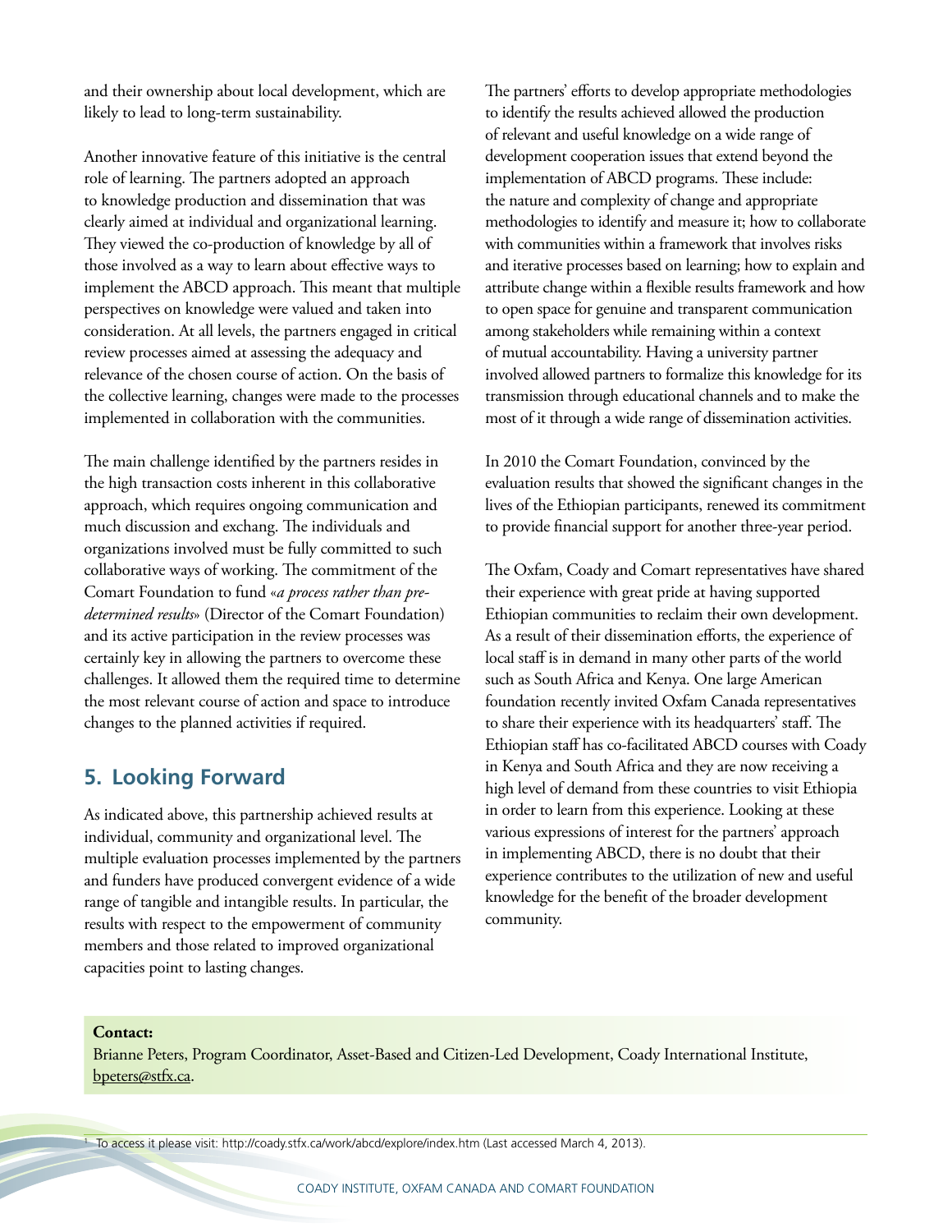and their ownership about local development, which are likely to lead to long-term sustainability.

Another innovative feature of this initiative is the central role of learning. The partners adopted an approach to knowledge production and dissemination that was clearly aimed at individual and organizational learning. They viewed the co-production of knowledge by all of those involved as a way to learn about effective ways to implement the ABCD approach. This meant that multiple perspectives on knowledge were valued and taken into consideration. At all levels, the partners engaged in critical review processes aimed at assessing the adequacy and relevance of the chosen course of action. On the basis of the collective learning, changes were made to the processes implemented in collaboration with the communities.

The main challenge identified by the partners resides in the high transaction costs inherent in this collaborative approach, which requires ongoing communication and much discussion and exchang. The individuals and organizations involved must be fully committed to such collaborative ways of working. The commitment of the Comart Foundation to fund «*a process rather than pre-determined results*» (Director of the Comart Foundation) and its active participation in the review processes was certainly key in allowing the partners to overcome these challenges. It allowed them the required time to determine the most relevant course of action and space to introduce changes to the planned activities if required.

## 5. Looking Forward

As indicated above, this partnership achieved results at individual, community and organizational level. The multiple evaluation processes implemented by the partners and funders have produced convergent evidence of a wide range of tangible and intangible results. In particular, the results with respect to the empowerment of community members and those related to improved organizational capacities point to lasting changes.

The partners' efforts to develop appropriate methodologies to identify the results achieved allowed the production of relevant and useful knowledge on a wide range of development cooperation issues that extend beyond the implementation of ABCD programs. These include: the nature and complexity of change and appropriate methodologies to identify and measure it; how to collaborate with communities within a framework that involves risks and iterative processes based on learning; how to explain and attribute change within a flexible results framework and how to open space for genuine and transparent communication among stakeholders while remaining within a context of mutual accountability. Having a university partner involved allowed partners to formalize this knowledge for its transmission through educational channels and to make the most of it through a wide range of dissemination activities.

In 2010 the Comart Foundation, convinced by the evaluation results that showed the significant changes in the lives of the Ethiopian participants, renewed its commitment to provide financial support for another three-year period.

The Oxfam, Coady and Comart representatives have shared their experience with great pride at having supported Ethiopian communities to reclaim their own development. As a result of their dissemination efforts, the experience of local staff is in demand in many other parts of the world such as South Africa and Kenya. One large American foundation recently invited Oxfam Canada representatives to share their experience with its headquarters' staff. The Ethiopian staff has co-facilitated ABCD courses with Coady in Kenya and South Africa and they are now receiving a high level of demand from these countries to visit Ethiopia in order to learn from this experience. Looking at these various expressions of interest for the partners' approach in implementing ABCD, there is no doubt that their experience contributes to the utilization of new and useful knowledge for the benefit of the broader development community.

**Contact:**
Brianne Peters, Program Coordinator, Asset-Based and Citizen-Led Development, Coady International Institute, bpeters@stfx.ca.

[1] To access it please visit: http://coady.stfx.ca/work/abcd/explore/index.htm (Last accessed March 4, 2013).